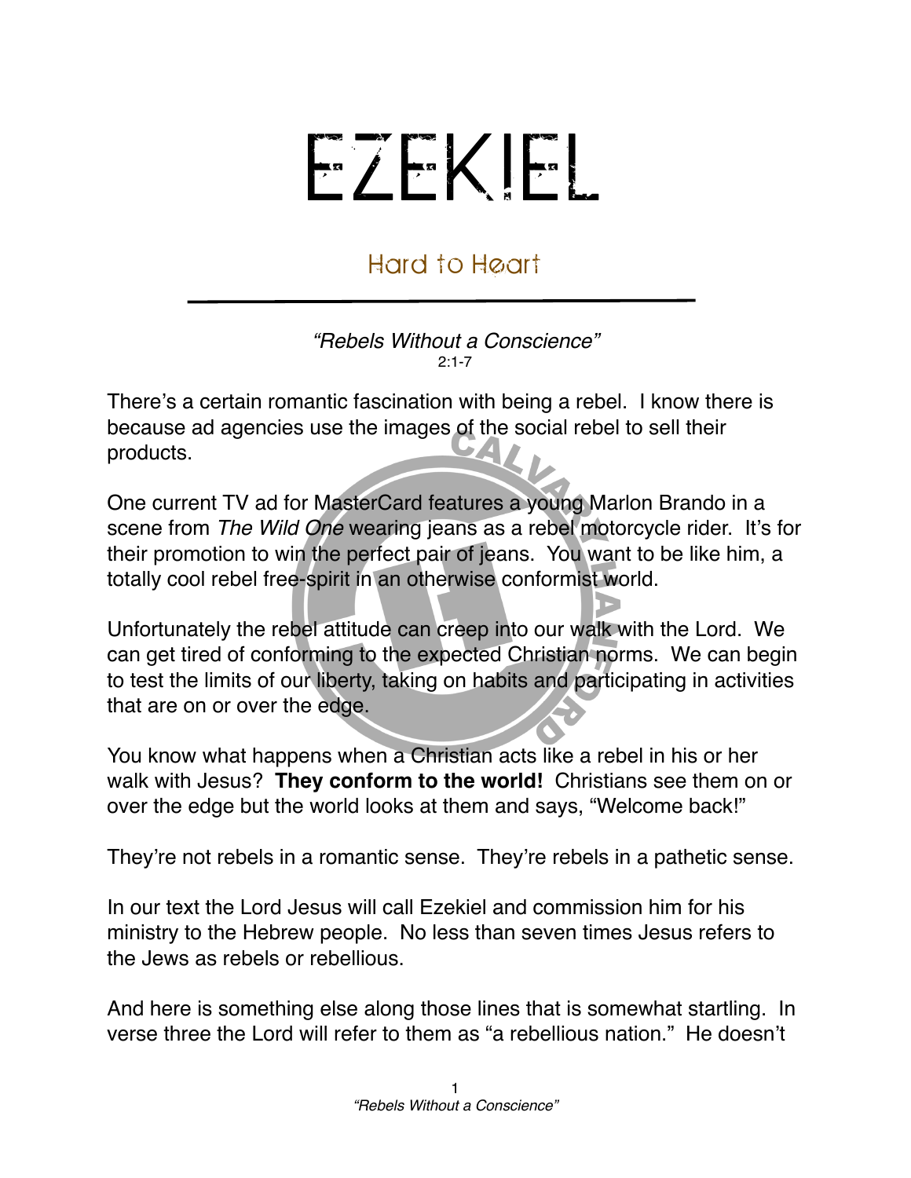# EZEKIEL

## Hard to Heart

*"Rebels Without a Conscience"*
2:1-7

There's a certain romantic fascination with being a rebel. I know there is because ad agencies use the images of the social rebel to sell their products.

One current TV ad for MasterCard features a young Marlon Brando in a scene from *The Wild One* wearing jeans as a rebel motorcycle rider. It's for their promotion to win the perfect pair of jeans. You want to be like him, a totally cool rebel free-spirit in an otherwise conformist world.

Unfortunately the rebel attitude can creep into our walk with the Lord. We can get tired of conforming to the expected Christian norms. We can begin to test the limits of our liberty, taking on habits and participating in activities that are on or over the edge.

You know what happens when a Christian acts like a rebel in his or her walk with Jesus? **They conform to the world!** Christians see them on or over the edge but the world looks at them and says, "Welcome back!"

They're not rebels in a romantic sense. They're rebels in a pathetic sense.

In our text the Lord Jesus will call Ezekiel and commission him for his ministry to the Hebrew people. No less than seven times Jesus refers to the Jews as rebels or rebellious.

And here is something else along those lines that is somewhat startling. In verse three the Lord will refer to them as "a rebellious nation." He doesn't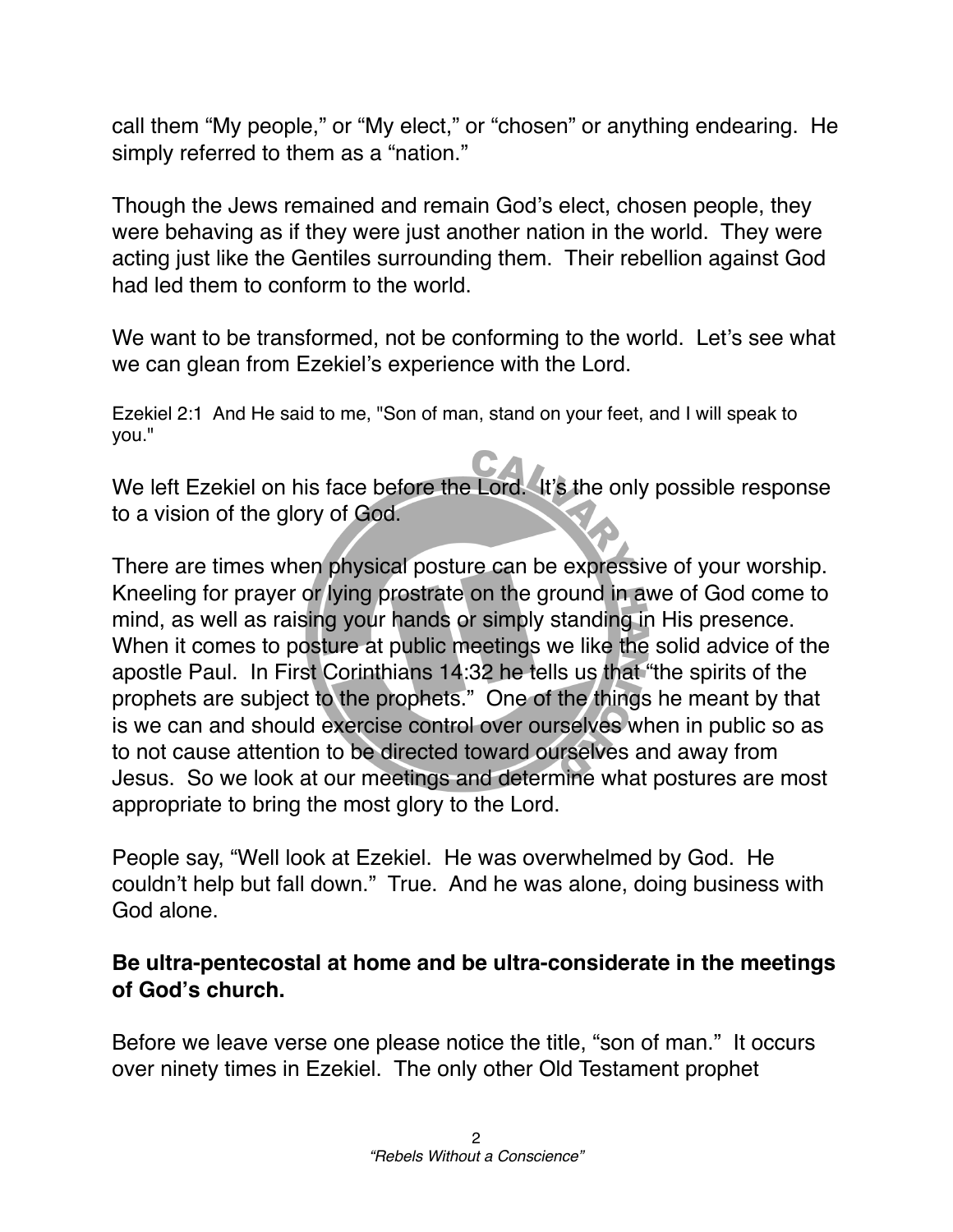call them "My people," or "My elect," or "chosen" or anything endearing. He simply referred to them as a "nation."

Though the Jews remained and remain God's elect, chosen people, they were behaving as if they were just another nation in the world. They were acting just like the Gentiles surrounding them. Their rebellion against God had led them to conform to the world.

We want to be transformed, not be conforming to the world. Let's see what we can glean from Ezekiel's experience with the Lord.

Ezekiel 2:1 And He said to me, "Son of man, stand on your feet, and I will speak to you."

We left Ezekiel on his face before the Lord. It's the only possible response to a vision of the glory of God.

There are times when physical posture can be expressive of your worship. Kneeling for prayer or lying prostrate on the ground in awe of God come to mind, as well as raising your hands or simply standing in His presence. When it comes to posture at public meetings we like the solid advice of the apostle Paul. In First Corinthians 14:32 he tells us that "the spirits of the prophets are subject to the prophets." One of the things he meant by that is we can and should exercise control over ourselves when in public so as to not cause attention to be directed toward ourselves and away from Jesus. So we look at our meetings and determine what postures are most appropriate to bring the most glory to the Lord.

People say, "Well look at Ezekiel. He was overwhelmed by God. He couldn't help but fall down." True. And he was alone, doing business with God alone.

**Be ultra-pentecostal at home and be ultra-considerate in the meetings of God's church.**

Before we leave verse one please notice the title, "son of man." It occurs over ninety times in Ezekiel. The only other Old Testament prophet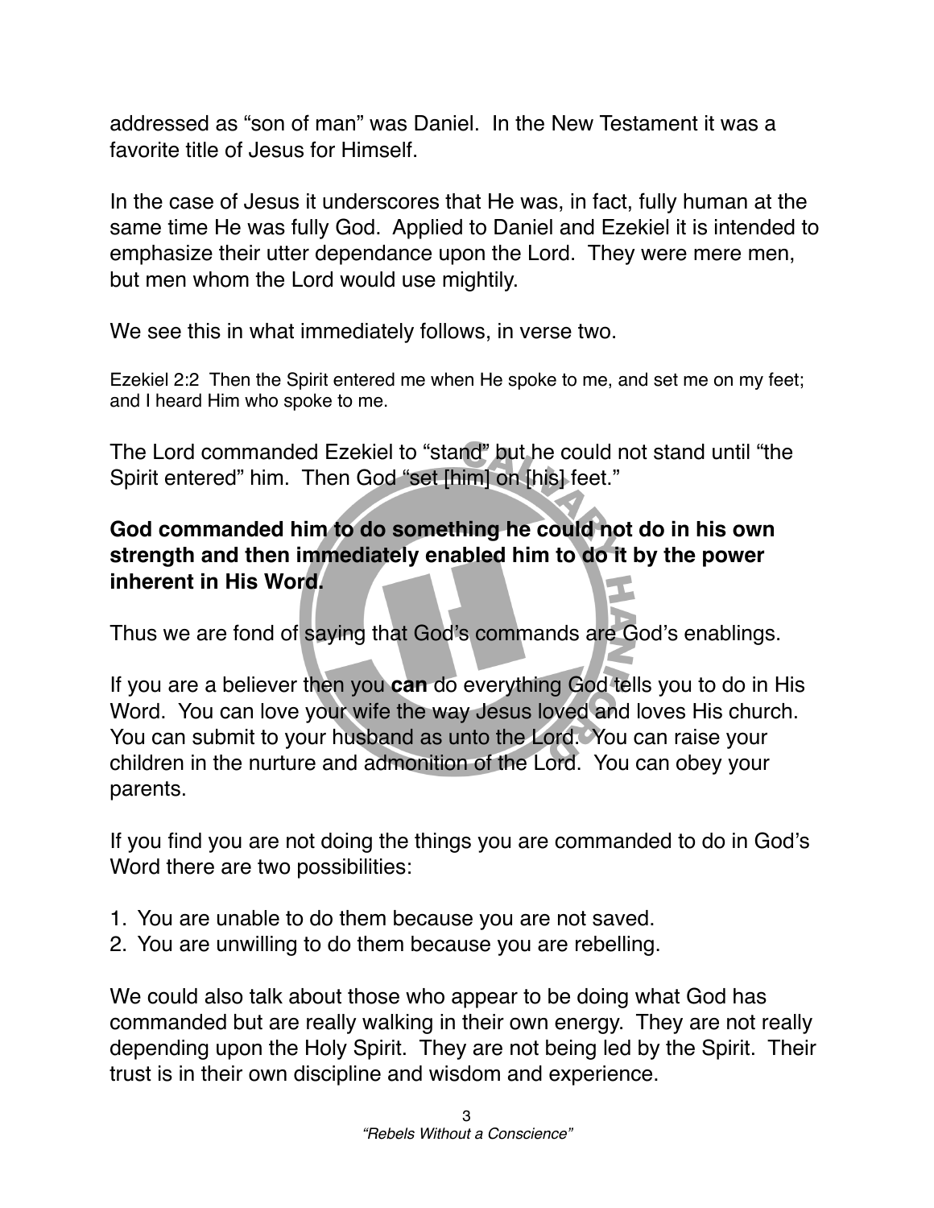addressed as “son of man” was Daniel. In the New Testament it was a favorite title of Jesus for Himself.

In the case of Jesus it underscores that He was, in fact, fully human at the same time He was fully God. Applied to Daniel and Ezekiel it is intended to emphasize their utter dependance upon the Lord. They were mere men, but men whom the Lord would use mightily.

We see this in what immediately follows, in verse two.

Ezekiel 2:2 Then the Spirit entered me when He spoke to me, and set me on my feet; and I heard Him who spoke to me.

The Lord commanded Ezekiel to “stand” but he could not stand until “the Spirit entered” him. Then God “set [him] on [his] feet.”

**God commanded him to do something he could not do in his own strength and then immediately enabled him to do it by the power inherent in His Word.**

Thus we are fond of saying that God’s commands are God’s enablings.

If you are a believer then you **can** do everything God tells you to do in His Word. You can love your wife the way Jesus loved and loves His church. You can submit to your husband as unto the Lord. You can raise your children in the nurture and admonition of the Lord. You can obey your parents.

If you find you are not doing the things you are commanded to do in God’s Word there are two possibilities:

1. You are unable to do them because you are not saved.
2. You are unwilling to do them because you are rebelling.

We could also talk about those who appear to be doing what God has commanded but are really walking in their own energy. They are not really depending upon the Holy Spirit. They are not being led by the Spirit. Their trust is in their own discipline and wisdom and experience.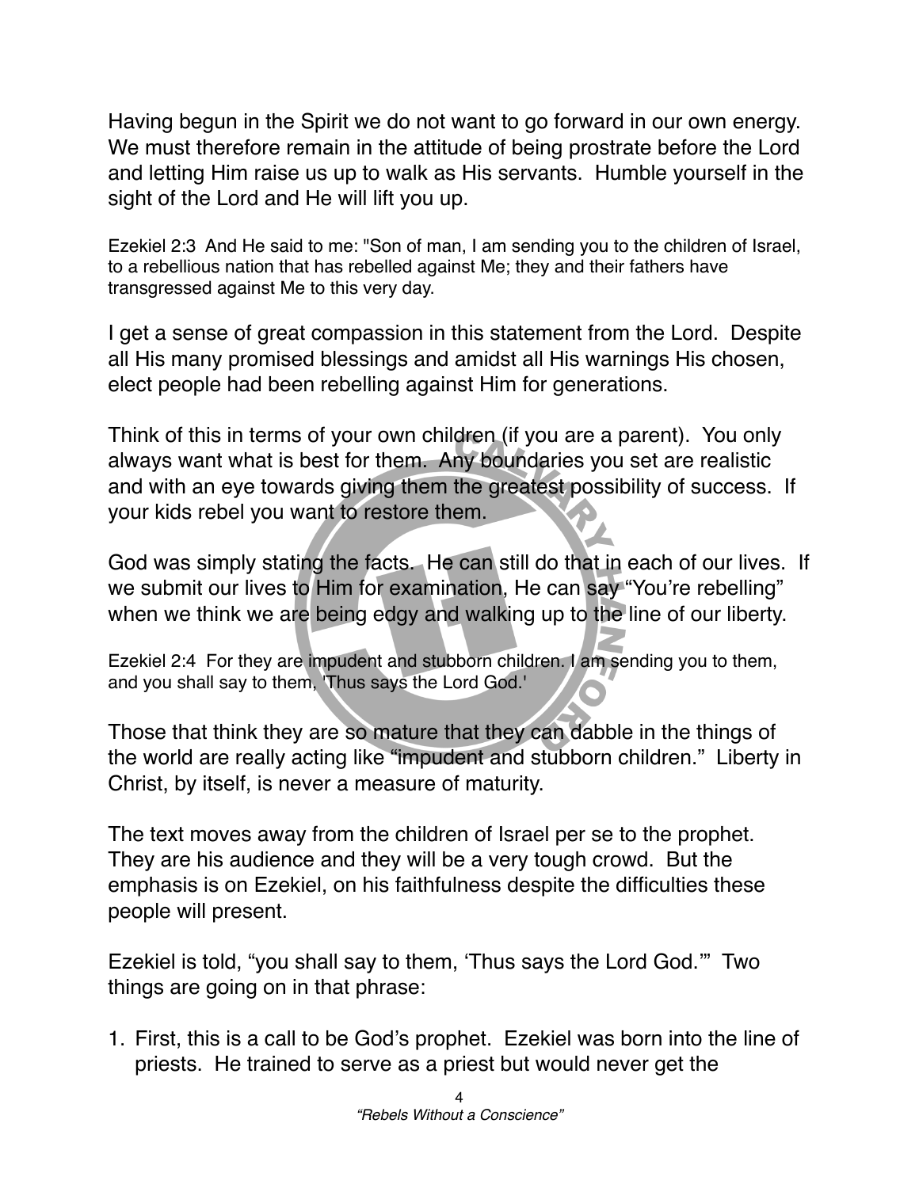Having begun in the Spirit we do not want to go forward in our own energy. We must therefore remain in the attitude of being prostrate before the Lord and letting Him raise us up to walk as His servants. Humble yourself in the sight of the Lord and He will lift you up.

Ezekiel 2:3 And He said to me: "Son of man, I am sending you to the children of Israel, to a rebellious nation that has rebelled against Me; they and their fathers have transgressed against Me to this very day.

I get a sense of great compassion in this statement from the Lord. Despite all His many promised blessings and amidst all His warnings His chosen, elect people had been rebelling against Him for generations.

Think of this in terms of your own children (if you are a parent). You only always want what is best for them. Any boundaries you set are realistic and with an eye towards giving them the greatest possibility of success. If your kids rebel you want to restore them.

God was simply stating the facts. He can still do that in each of our lives. If we submit our lives to Him for examination, He can say "You're rebelling" when we think we are being edgy and walking up to the line of our liberty.

Ezekiel 2:4 For they are impudent and stubborn children. I am sending you to them, and you shall say to them, 'Thus says the Lord God.'

Those that think they are so mature that they can dabble in the things of the world are really acting like "impudent and stubborn children." Liberty in Christ, by itself, is never a measure of maturity.

The text moves away from the children of Israel per se to the prophet. They are his audience and they will be a very tough crowd. But the emphasis is on Ezekiel, on his faithfulness despite the difficulties these people will present.

Ezekiel is told, "you shall say to them, 'Thus says the Lord God.'" Two things are going on in that phrase:

1. First, this is a call to be God's prophet. Ezekiel was born into the line of priests. He trained to serve as a priest but would never get the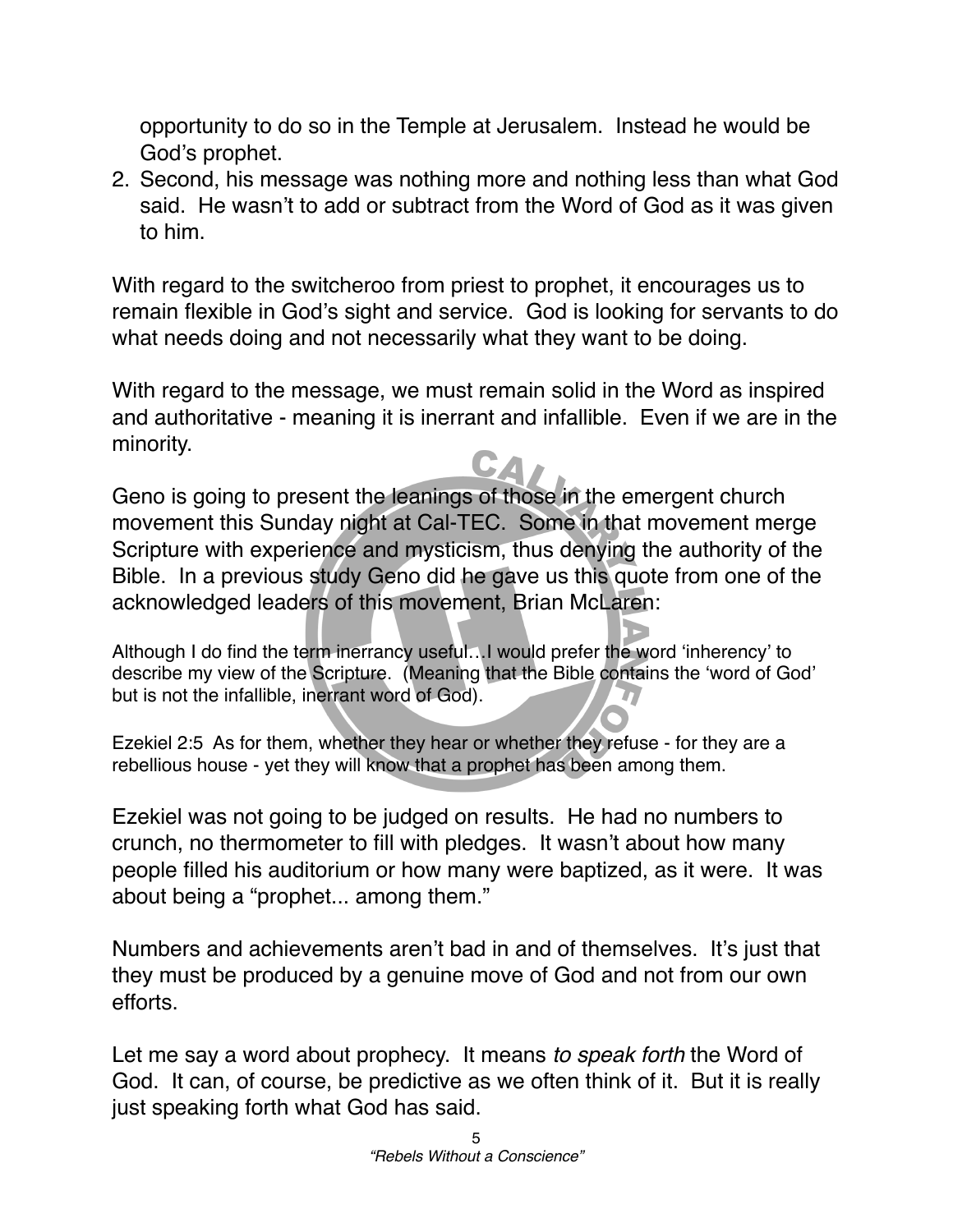opportunity to do so in the Temple at Jerusalem.  Instead he would be God's prophet.

2. Second, his message was nothing more and nothing less than what God said.  He wasn't to add or subtract from the Word of God as it was given to him.

With regard to the switcheroo from priest to prophet, it encourages us to remain flexible in God's sight and service.  God is looking for servants to do what needs doing and not necessarily what they want to be doing.

With regard to the message, we must remain solid in the Word as inspired and authoritative - meaning it is inerrant and infallible.  Even if we are in the minority.

Geno is going to present the leanings of those in the emergent church movement this Sunday night at Cal-TEC.  Some in that movement merge Scripture with experience and mysticism, thus denying the authority of the Bible.  In a previous study Geno did he gave us this quote from one of the acknowledged leaders of this movement, Brian McLaren:

Although I do find the term inerrancy useful…I would prefer the word 'inherency' to describe my view of the Scripture.  (Meaning that the Bible contains the 'word of God' but is not the infallible, inerrant word of God).

Ezekiel 2:5  As for them, whether they hear or whether they refuse - for they are a rebellious house - yet they will know that a prophet has been among them.

Ezekiel was not going to be judged on results.  He had no numbers to crunch, no thermometer to fill with pledges.  It wasn't about how many people filled his auditorium or how many were baptized, as it were.  It was about being a "prophet... among them."

Numbers and achievements aren't bad in and of themselves.  It's just that they must be produced by a genuine move of God and not from our own efforts.

Let me say a word about prophecy.  It means *to speak forth* the Word of God.  It can, of course, be predictive as we often think of it.  But it is really just speaking forth what God has said.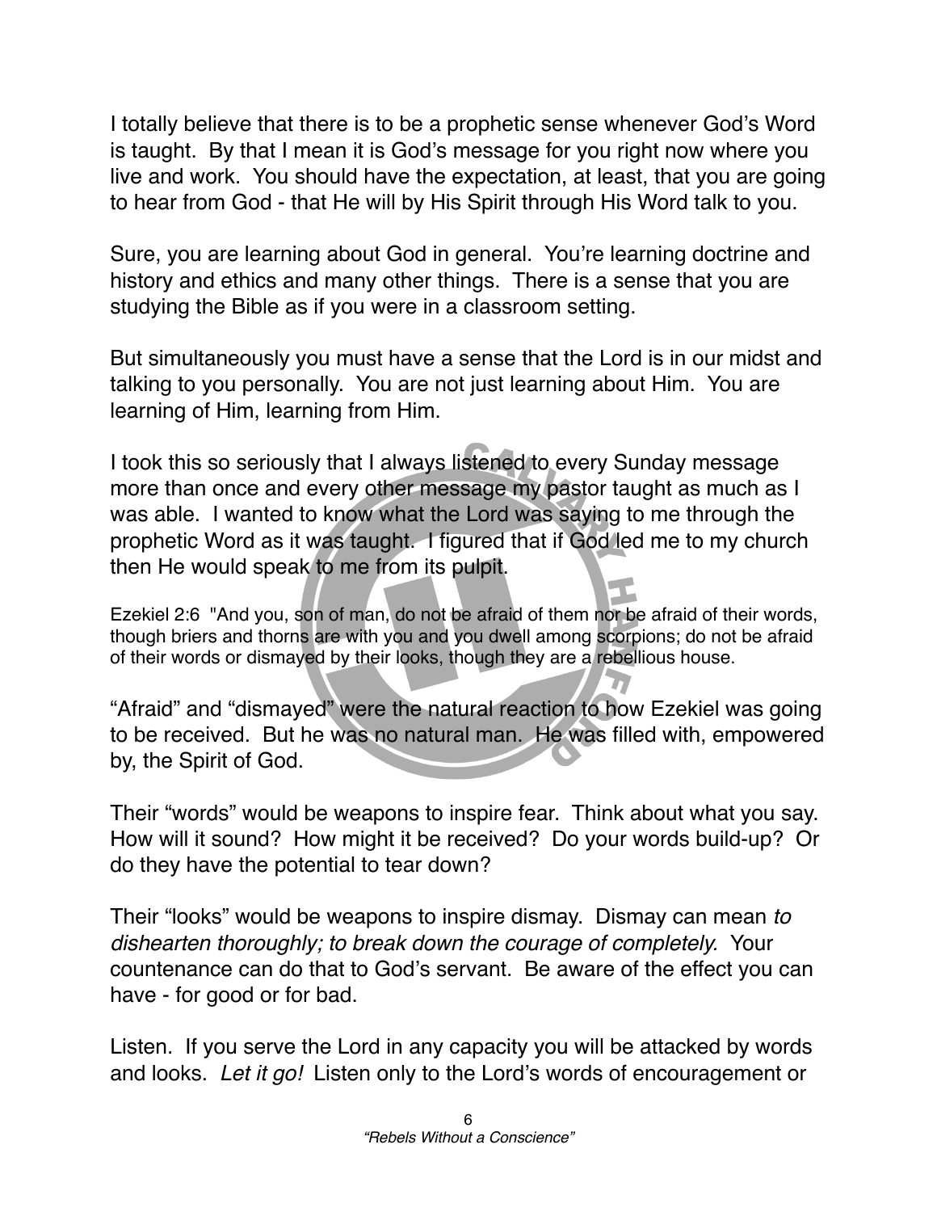I totally believe that there is to be a prophetic sense whenever God's Word is taught. By that I mean it is God's message for you right now where you live and work. You should have the expectation, at least, that you are going to hear from God - that He will by His Spirit through His Word talk to you.

Sure, you are learning about God in general. You're learning doctrine and history and ethics and many other things. There is a sense that you are studying the Bible as if you were in a classroom setting.

But simultaneously you must have a sense that the Lord is in our midst and talking to you personally. You are not just learning about Him. You are learning of Him, learning from Him.

I took this so seriously that I always listened to every Sunday message more than once and every other message my pastor taught as much as I was able. I wanted to know what the Lord was saying to me through the prophetic Word as it was taught. I figured that if God led me to my church then He would speak to me from its pulpit.

Ezekiel 2:6 "And you, son of man, do not be afraid of them nor be afraid of their words, though briers and thorns are with you and you dwell among scorpions; do not be afraid of their words or dismayed by their looks, though they are a rebellious house.

"Afraid" and "dismayed" were the natural reaction to how Ezekiel was going to be received. But he was no natural man. He was filled with, empowered by, the Spirit of God.

Their "words" would be weapons to inspire fear. Think about what you say. How will it sound? How might it be received? Do your words build-up? Or do they have the potential to tear down?

Their "looks" would be weapons to inspire dismay. Dismay can mean *to dishearten thoroughly; to break down the courage of completely.* Your countenance can do that to God's servant. Be aware of the effect you can have - for good or for bad.

Listen. If you serve the Lord in any capacity you will be attacked by words and looks. *Let it go!* Listen only to the Lord's words of encouragement or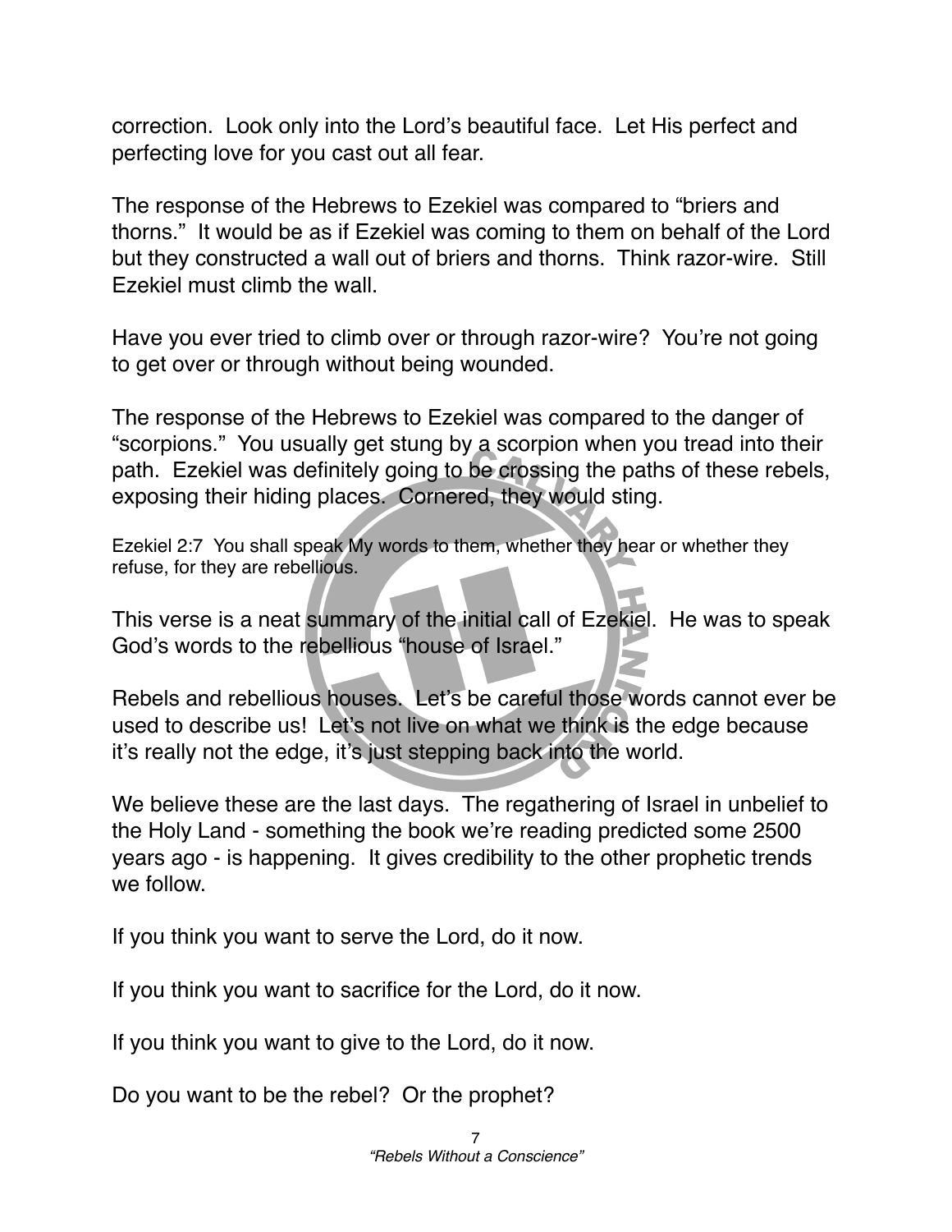correction. Look only into the Lord's beautiful face. Let His perfect and perfecting love for you cast out all fear.

The response of the Hebrews to Ezekiel was compared to "briers and thorns." It would be as if Ezekiel was coming to them on behalf of the Lord but they constructed a wall out of briers and thorns. Think razor-wire. Still Ezekiel must climb the wall.

Have you ever tried to climb over or through razor-wire? You're not going to get over or through without being wounded.

The response of the Hebrews to Ezekiel was compared to the danger of "scorpions." You usually get stung by a scorpion when you tread into their path. Ezekiel was definitely going to be crossing the paths of these rebels, exposing their hiding places. Cornered, they would sting.

Ezekiel 2:7 You shall speak My words to them, whether they hear or whether they refuse, for they are rebellious.

This verse is a neat summary of the initial call of Ezekiel. He was to speak God's words to the rebellious "house of Israel."

Rebels and rebellious houses. Let's be careful those words cannot ever be used to describe us! Let's not live on what we think is the edge because it's really not the edge, it's just stepping back into the world.

We believe these are the last days. The regathering of Israel in unbelief to the Holy Land - something the book we're reading predicted some 2500 years ago - is happening. It gives credibility to the other prophetic trends we follow.

If you think you want to serve the Lord, do it now.

If you think you want to sacrifice for the Lord, do it now.

If you think you want to give to the Lord, do it now.

Do you want to be the rebel? Or the prophet?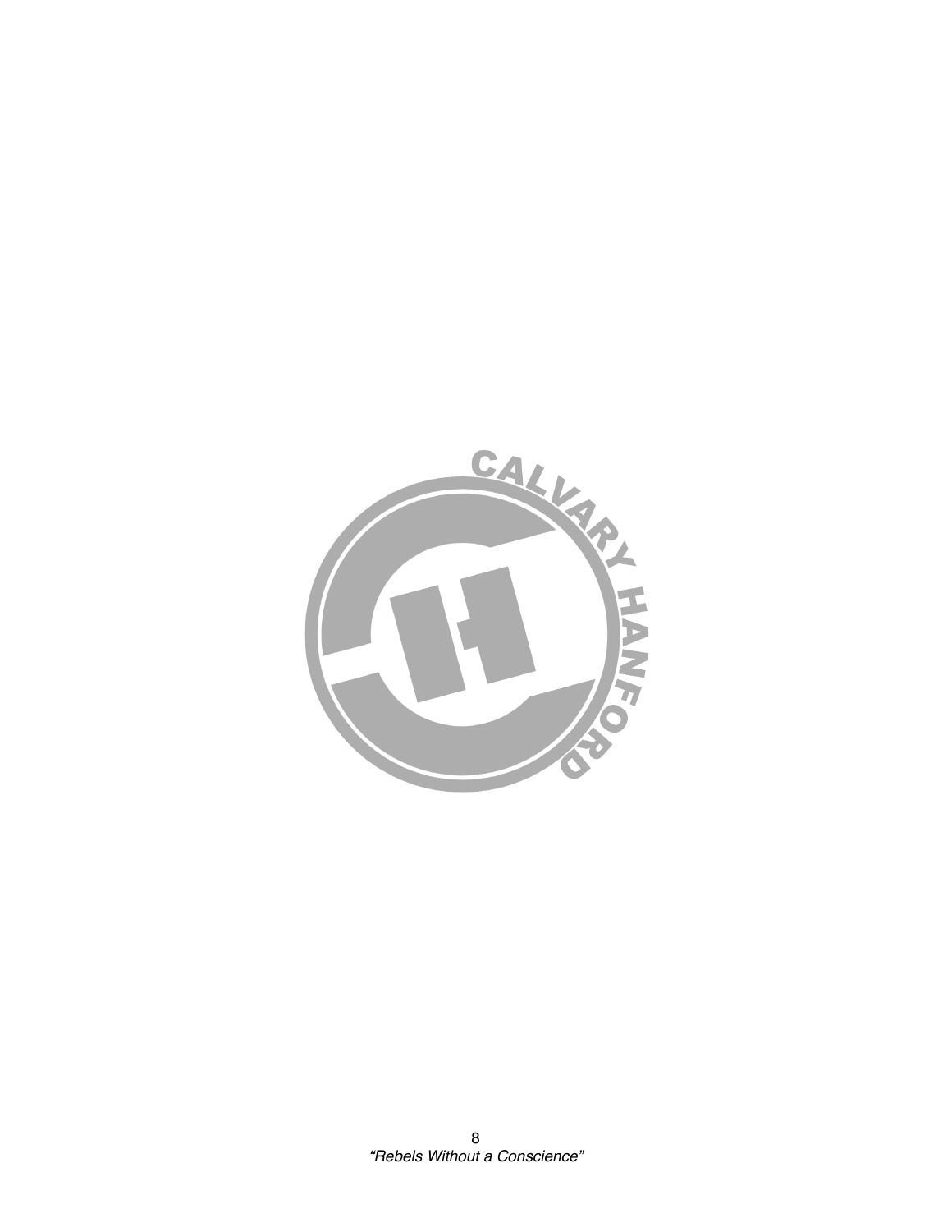CALVARY HANFORD